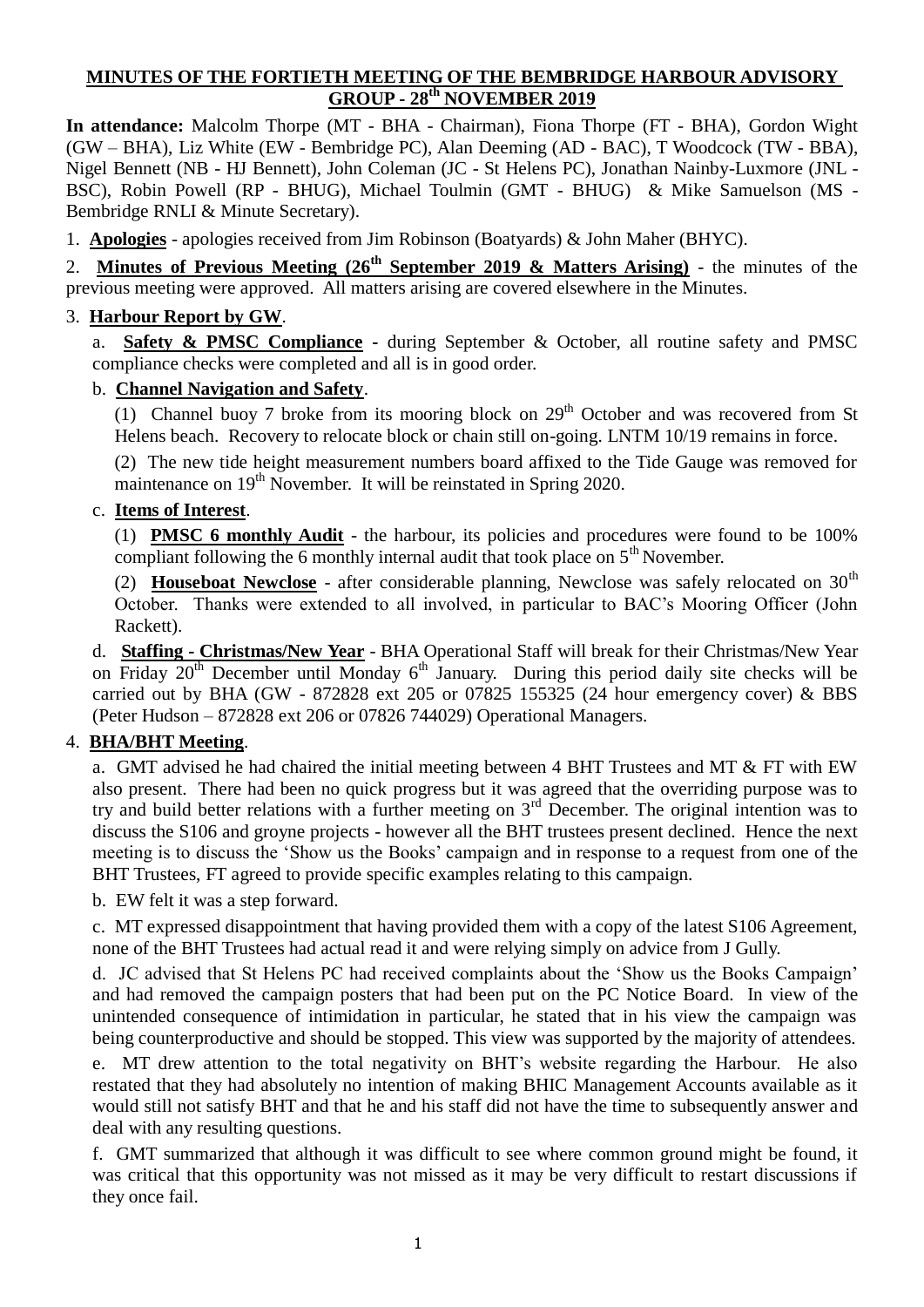# MINUTES OF THE FORTIETH MEETING OF THE BEMBRIDGE HARBOUR ADVISORY GROUP - 28th NOVEMBER 2019

**In attendance:** Malcolm Thorpe (MT - BHA - Chairman), Fiona Thorpe (FT - BHA), Gordon Wight (GW – BHA), Liz White (EW - Bembridge PC), Alan Deeming (AD - BAC), T Woodcock (TW - BBA), Nigel Bennett (NB - HJ Bennett), John Coleman (JC - St Helens PC), Jonathan Nainby-Luxmore (JNL - BSC), Robin Powell (RP - BHUG), Michael Toulmin (GMT - BHUG) & Mike Samuelson (MS - Bembridge RNLI & Minute Secretary).

1. **Apologies** - apologies received from Jim Robinson (Boatyards) & John Maher (BHYC).

2. **Minutes of Previous Meeting (26th September 2019 & Matters Arising)** - the minutes of the previous meeting were approved. All matters arising are covered elsewhere in the Minutes.

3. **Harbour Report by GW**.

   a. **Safety & PMSC Compliance** - during September & October, all routine safety and PMSC compliance checks were completed and all is in good order.

   b. **Channel Navigation and Safety**.

   (1) Channel buoy 7 broke from its mooring block on 29th October and was recovered from St Helens beach. Recovery to relocate block or chain still on-going. LNTM 10/19 remains in force.

   (2) The new tide height measurement numbers board affixed to the Tide Gauge was removed for maintenance on 19th November. It will be reinstated in Spring 2020.

   c. **Items of Interest**.

   (1) **PMSC 6 monthly Audit** - the harbour, its policies and procedures were found to be 100% compliant following the 6 monthly internal audit that took place on 5th November.

   (2) **Houseboat Newclose** - after considerable planning, Newclose was safely relocated on 30th October. Thanks were extended to all involved, in particular to BAC's Mooring Officer (John Rackett).

   d. **Staffing - Christmas/New Year** - BHA Operational Staff will break for their Christmas/New Year on Friday 20th December until Monday 6th January. During this period daily site checks will be carried out by BHA (GW - 872828 ext 205 or 07825 155325 (24 hour emergency cover) & BBS (Peter Hudson – 872828 ext 206 or 07826 744029) Operational Managers.

4. **BHA/BHT Meeting**.

   a. GMT advised he had chaired the initial meeting between 4 BHT Trustees and MT & FT with EW also present. There had been no quick progress but it was agreed that the overriding purpose was to try and build better relations with a further meeting on 3rd December. The original intention was to discuss the S106 and groyne projects - however all the BHT trustees present declined. Hence the next meeting is to discuss the 'Show us the Books' campaign and in response to a request from one of the BHT Trustees, FT agreed to provide specific examples relating to this campaign.

   b. EW felt it was a step forward.

   c. MT expressed disappointment that having provided them with a copy of the latest S106 Agreement, none of the BHT Trustees had actual read it and were relying simply on advice from J Gully.

   d. JC advised that St Helens PC had received complaints about the 'Show us the Books Campaign' and had removed the campaign posters that had been put on the PC Notice Board. In view of the unintended consequence of intimidation in particular, he stated that in his view the campaign was being counterproductive and should be stopped. This view was supported by the majority of attendees.

   e. MT drew attention to the total negativity on BHT's website regarding the Harbour. He also restated that they had absolutely no intention of making BHIC Management Accounts available as it would still not satisfy BHT and that he and his staff did not have the time to subsequently answer and deal with any resulting questions.

   f. GMT summarized that although it was difficult to see where common ground might be found, it was critical that this opportunity was not missed as it may be very difficult to restart discussions if they once fail.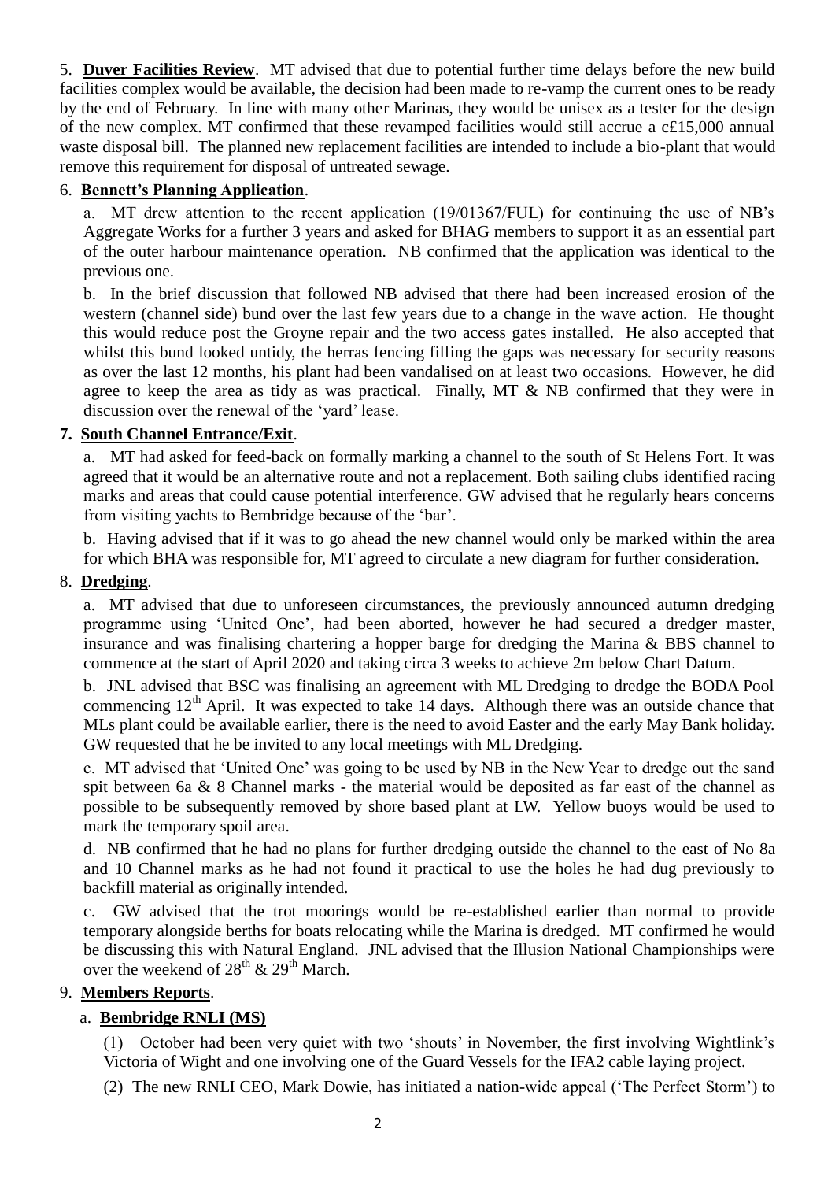5. **Duver Facilities Review**. MT advised that due to potential further time delays before the new build facilities complex would be available, the decision had been made to re-vamp the current ones to be ready by the end of February. In line with many other Marinas, they would be unisex as a tester for the design of the new complex. MT confirmed that these revamped facilities would still accrue a c£15,000 annual waste disposal bill. The planned new replacement facilities are intended to include a bio-plant that would remove this requirement for disposal of untreated sewage.

6. **Bennett's Planning Application**.

a. MT drew attention to the recent application (19/01367/FUL) for continuing the use of NB's Aggregate Works for a further 3 years and asked for BHAG members to support it as an essential part of the outer harbour maintenance operation. NB confirmed that the application was identical to the previous one.

b. In the brief discussion that followed NB advised that there had been increased erosion of the western (channel side) bund over the last few years due to a change in the wave action. He thought this would reduce post the Groyne repair and the two access gates installed. He also accepted that whilst this bund looked untidy, the herras fencing filling the gaps was necessary for security reasons as over the last 12 months, his plant had been vandalised on at least two occasions. However, he did agree to keep the area as tidy as was practical. Finally, MT & NB confirmed that they were in discussion over the renewal of the 'yard' lease.

**7. South Channel Entrance/Exit**.

a. MT had asked for feed-back on formally marking a channel to the south of St Helens Fort. It was agreed that it would be an alternative route and not a replacement. Both sailing clubs identified racing marks and areas that could cause potential interference. GW advised that he regularly hears concerns from visiting yachts to Bembridge because of the 'bar'.

b. Having advised that if it was to go ahead the new channel would only be marked within the area for which BHA was responsible for, MT agreed to circulate a new diagram for further consideration.

8. **Dredging**.

a. MT advised that due to unforeseen circumstances, the previously announced autumn dredging programme using 'United One', had been aborted, however he had secured a dredger master, insurance and was finalising chartering a hopper barge for dredging the Marina & BBS channel to commence at the start of April 2020 and taking circa 3 weeks to achieve 2m below Chart Datum.

b. JNL advised that BSC was finalising an agreement with ML Dredging to dredge the BODA Pool commencing 12th April. It was expected to take 14 days. Although there was an outside chance that MLs plant could be available earlier, there is the need to avoid Easter and the early May Bank holiday. GW requested that he be invited to any local meetings with ML Dredging.

c. MT advised that 'United One' was going to be used by NB in the New Year to dredge out the sand spit between 6a & 8 Channel marks - the material would be deposited as far east of the channel as possible to be subsequently removed by shore based plant at LW. Yellow buoys would be used to mark the temporary spoil area.

d. NB confirmed that he had no plans for further dredging outside the channel to the east of No 8a and 10 Channel marks as he had not found it practical to use the holes he had dug previously to backfill material as originally intended.

c. GW advised that the trot moorings would be re-established earlier than normal to provide temporary alongside berths for boats relocating while the Marina is dredged. MT confirmed he would be discussing this with Natural England. JNL advised that the Illusion National Championships were over the weekend of 28th & 29th March.

9. **Members Reports**.

a. **Bembridge RNLI (MS)**

(1) October had been very quiet with two 'shouts' in November, the first involving Wightlink's Victoria of Wight and one involving one of the Guard Vessels for the IFA2 cable laying project.

(2) The new RNLI CEO, Mark Dowie, has initiated a nation-wide appeal ('The Perfect Storm') to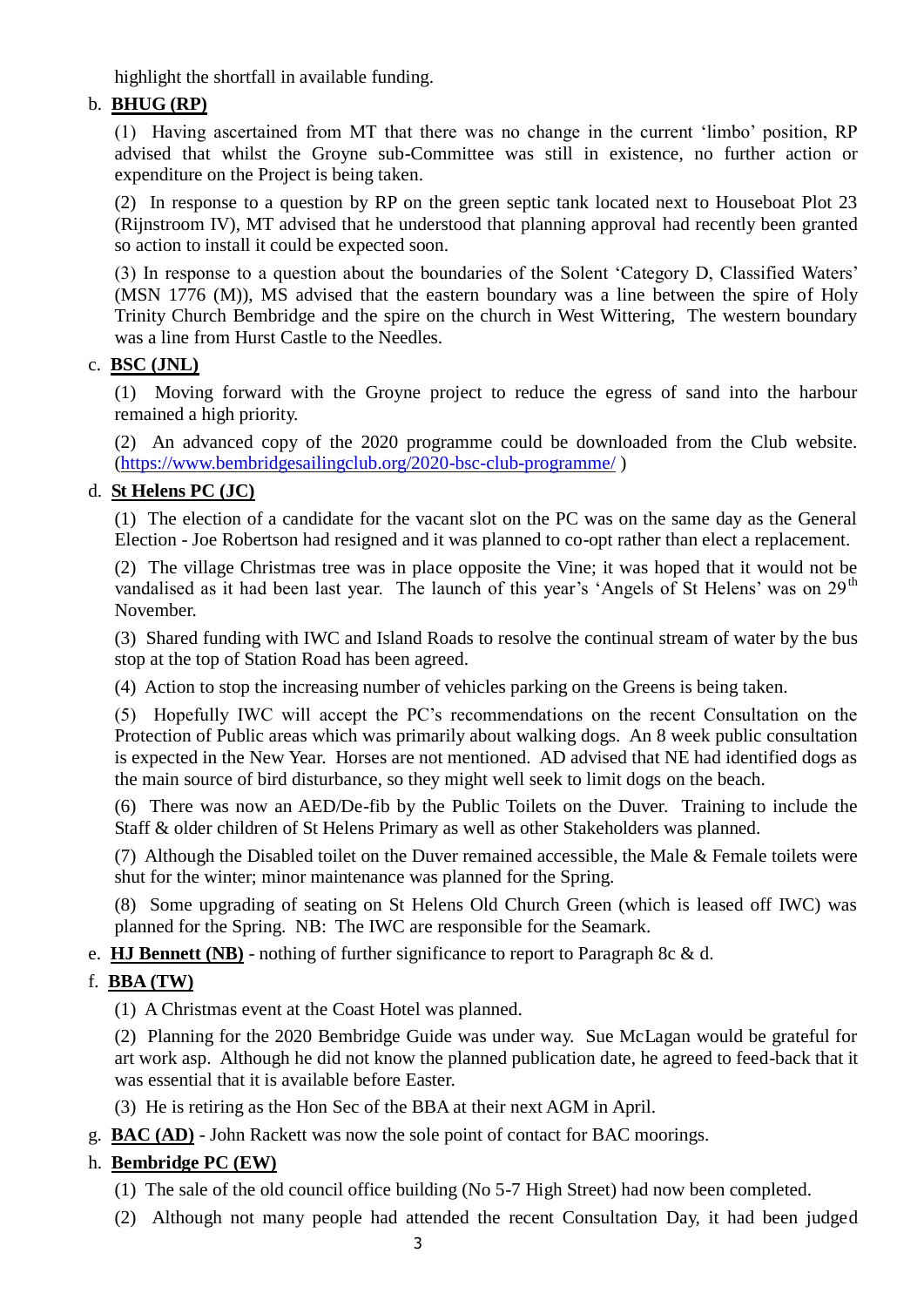highlight the shortfall in available funding.

b. **BHUG (RP)**

(1) Having ascertained from MT that there was no change in the current 'limbo' position, RP advised that whilst the Groyne sub-Committee was still in existence, no further action or expenditure on the Project is being taken.

(2) In response to a question by RP on the green septic tank located next to Houseboat Plot 23 (Rijnstroom IV), MT advised that he understood that planning approval had recently been granted so action to install it could be expected soon.

(3) In response to a question about the boundaries of the Solent 'Category D, Classified Waters' (MSN 1776 (M)), MS advised that the eastern boundary was a line between the spire of Holy Trinity Church Bembridge and the spire on the church in West Wittering, The western boundary was a line from Hurst Castle to the Needles.

c. **BSC (JNL)**

(1) Moving forward with the Groyne project to reduce the egress of sand into the harbour remained a high priority.

(2) An advanced copy of the 2020 programme could be downloaded from the Club website. (https://www.bembridgesailingclub.org/2020-bsc-club-programme/ )

d. **St Helens PC (JC)**

(1) The election of a candidate for the vacant slot on the PC was on the same day as the General Election - Joe Robertson had resigned and it was planned to co-opt rather than elect a replacement.

(2) The village Christmas tree was in place opposite the Vine; it was hoped that it would not be vandalised as it had been last year. The launch of this year's 'Angels of St Helens' was on 29th November.

(3) Shared funding with IWC and Island Roads to resolve the continual stream of water by the bus stop at the top of Station Road has been agreed.

(4) Action to stop the increasing number of vehicles parking on the Greens is being taken.

(5) Hopefully IWC will accept the PC's recommendations on the recent Consultation on the Protection of Public areas which was primarily about walking dogs. An 8 week public consultation is expected in the New Year. Horses are not mentioned. AD advised that NE had identified dogs as the main source of bird disturbance, so they might well seek to limit dogs on the beach.

(6) There was now an AED/De-fib by the Public Toilets on the Duver. Training to include the Staff & older children of St Helens Primary as well as other Stakeholders was planned.

(7) Although the Disabled toilet on the Duver remained accessible, the Male & Female toilets were shut for the winter; minor maintenance was planned for the Spring.

(8) Some upgrading of seating on St Helens Old Church Green (which is leased off IWC) was planned for the Spring. NB: The IWC are responsible for the Seamark.

e. **HJ Bennett (NB)** - nothing of further significance to report to Paragraph 8c & d.

f. **BBA (TW)**

(1) A Christmas event at the Coast Hotel was planned.

(2) Planning for the 2020 Bembridge Guide was under way. Sue McLagan would be grateful for art work asp. Although he did not know the planned publication date, he agreed to feed-back that it was essential that it is available before Easter.

(3) He is retiring as the Hon Sec of the BBA at their next AGM in April.

g. **BAC (AD)** - John Rackett was now the sole point of contact for BAC moorings.

h. **Bembridge PC (EW)**

(1) The sale of the old council office building (No 5-7 High Street) had now been completed.

(2) Although not many people had attended the recent Consultation Day, it had been judged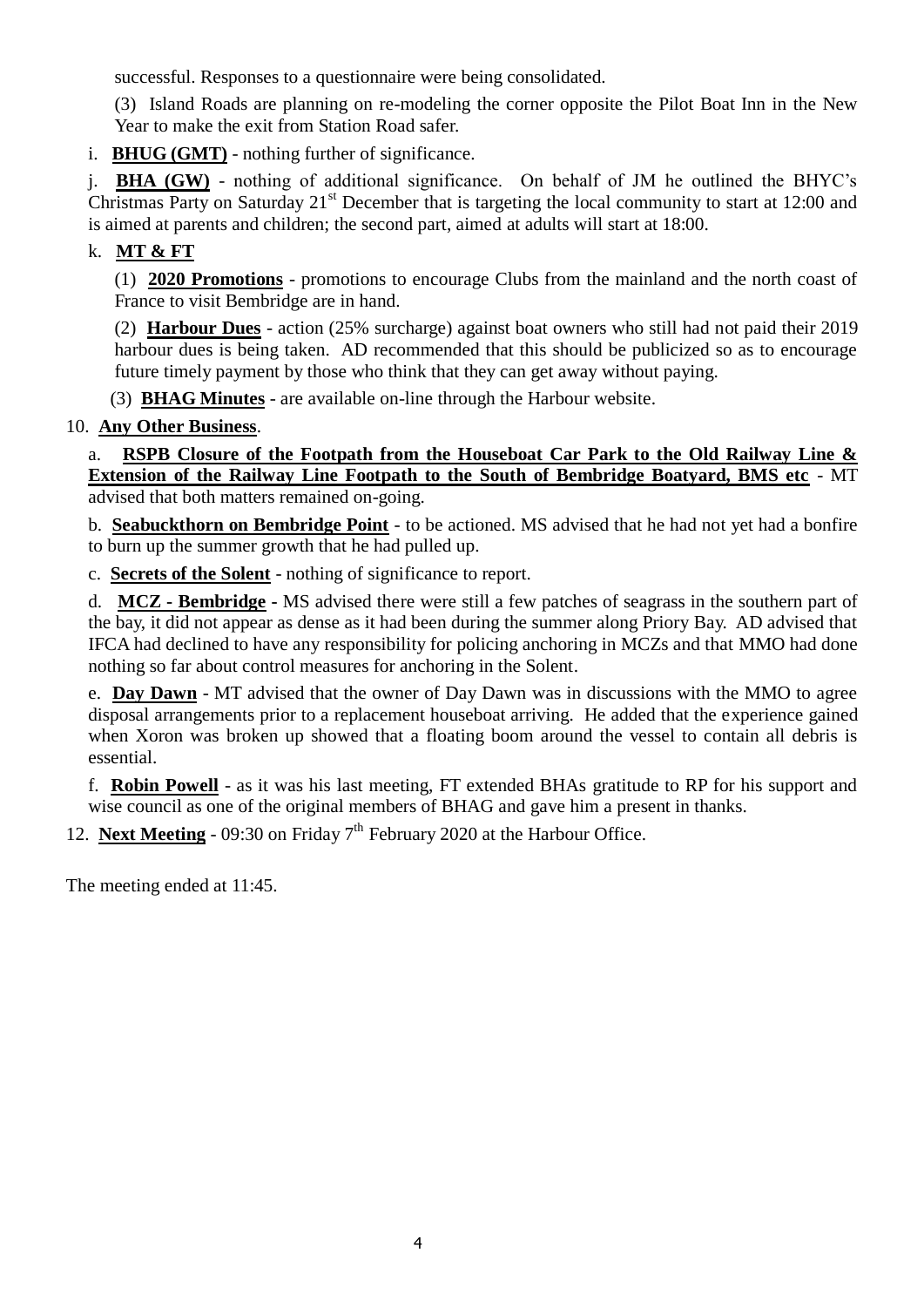successful. Responses to a questionnaire were being consolidated.

(3) Island Roads are planning on re-modeling the corner opposite the Pilot Boat Inn in the New Year to make the exit from Station Road safer.

i. **BHUG (GMT)** - nothing further of significance.

j. **BHA (GW)** - nothing of additional significance. On behalf of JM he outlined the BHYC's Christmas Party on Saturday 21st December that is targeting the local community to start at 12:00 and is aimed at parents and children; the second part, aimed at adults will start at 18:00.

k. **MT & FT**

(1) **2020 Promotions** - promotions to encourage Clubs from the mainland and the north coast of France to visit Bembridge are in hand.

(2) **Harbour Dues** - action (25% surcharge) against boat owners who still had not paid their 2019 harbour dues is being taken. AD recommended that this should be publicized so as to encourage future timely payment by those who think that they can get away without paying.

(3) **BHAG Minutes** - are available on-line through the Harbour website.

10. **Any Other Business**.

a. **RSPB Closure of the Footpath from the Houseboat Car Park to the Old Railway Line & Extension of the Railway Line Footpath to the South of Bembridge Boatyard, BMS etc** - MT advised that both matters remained on-going.

b. **Seabuckthorn on Bembridge Point** - to be actioned. MS advised that he had not yet had a bonfire to burn up the summer growth that he had pulled up.

c. **Secrets of the Solent** - nothing of significance to report.

d. **MCZ - Bembridge** - MS advised there were still a few patches of seagrass in the southern part of the bay, it did not appear as dense as it had been during the summer along Priory Bay. AD advised that IFCA had declined to have any responsibility for policing anchoring in MCZs and that MMO had done nothing so far about control measures for anchoring in the Solent.

e. **Day Dawn** - MT advised that the owner of Day Dawn was in discussions with the MMO to agree disposal arrangements prior to a replacement houseboat arriving. He added that the experience gained when Xoron was broken up showed that a floating boom around the vessel to contain all debris is essential.

f. **Robin Powell** - as it was his last meeting, FT extended BHAs gratitude to RP for his support and wise council as one of the original members of BHAG and gave him a present in thanks.

12. **Next Meeting** - 09:30 on Friday 7th February 2020 at the Harbour Office.

The meeting ended at 11:45.